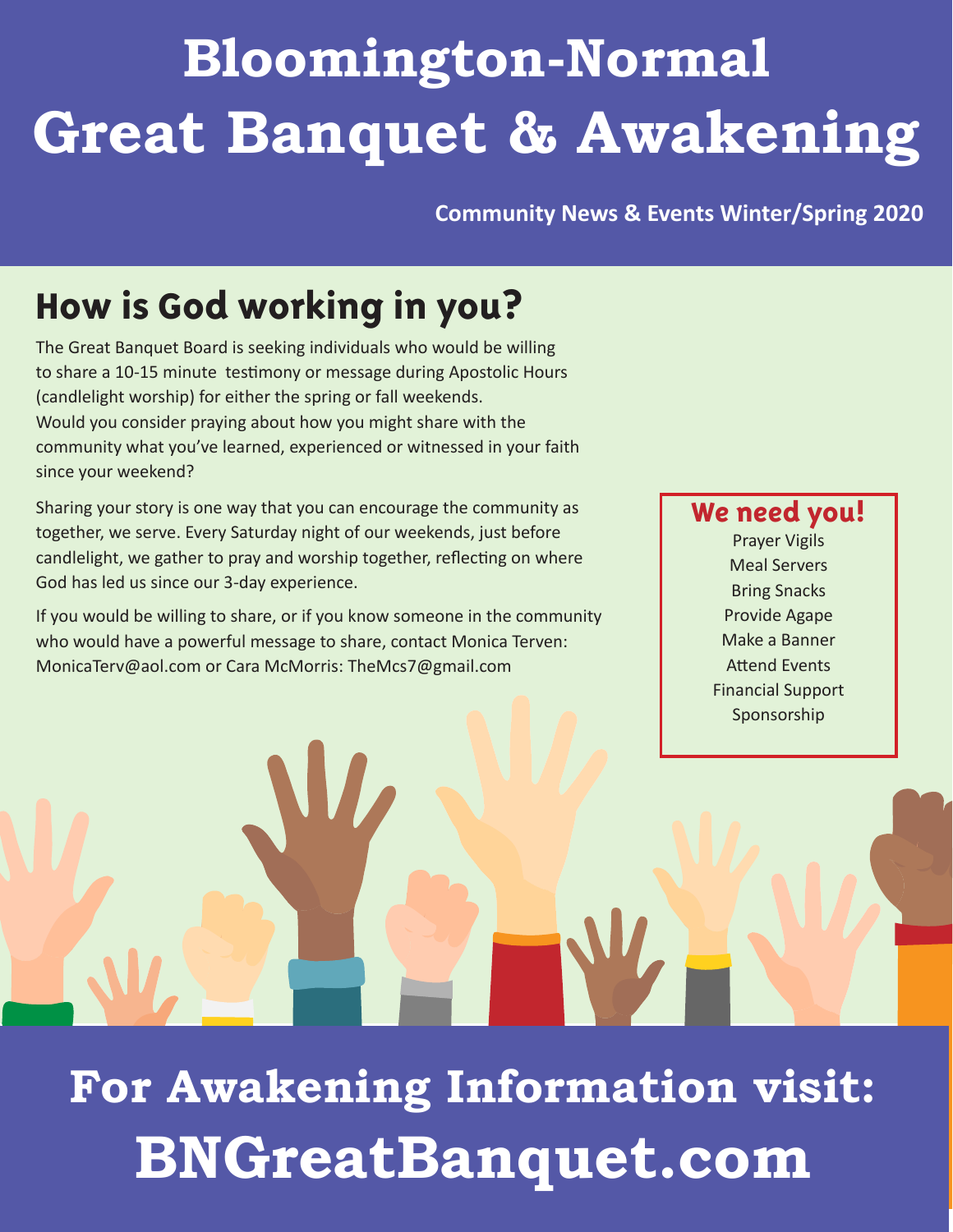# Bloomington-Normal Great Banquet & Awakening

**Community News & Events Winter/Spring 2020**

## How is God working in you?

The Great Banquet Board is seeking individuals who would be willing to share a 10-15 minute testimony or message during Apostolic Hours (candlelight worship) for either the spring or fall weekends. Would you consider praying about how you might share with the community what you've learned, experienced or witnessed in your faith since your weekend?

Sharing your story is one way that you can encourage the community as together, we serve. Every Saturday night of our weekends, just before candlelight, we gather to pray and worship together, reflecting on where God has led us since our 3-day experience.

If you would be willing to share, or if you know someone in the community who would have a powerful message to share, contact Monica Terven: MonicaTerv@aol.com or Cara McMorris: TheMcs7@gmail.com

### We need you!

Prayer Vigils
Meal Servers
Bring Snacks
Provide Agape
Make a Banner
Attend Events
Financial Support
Sponsorship

## For Awakening Information visit:

## BNGreatBanquet.com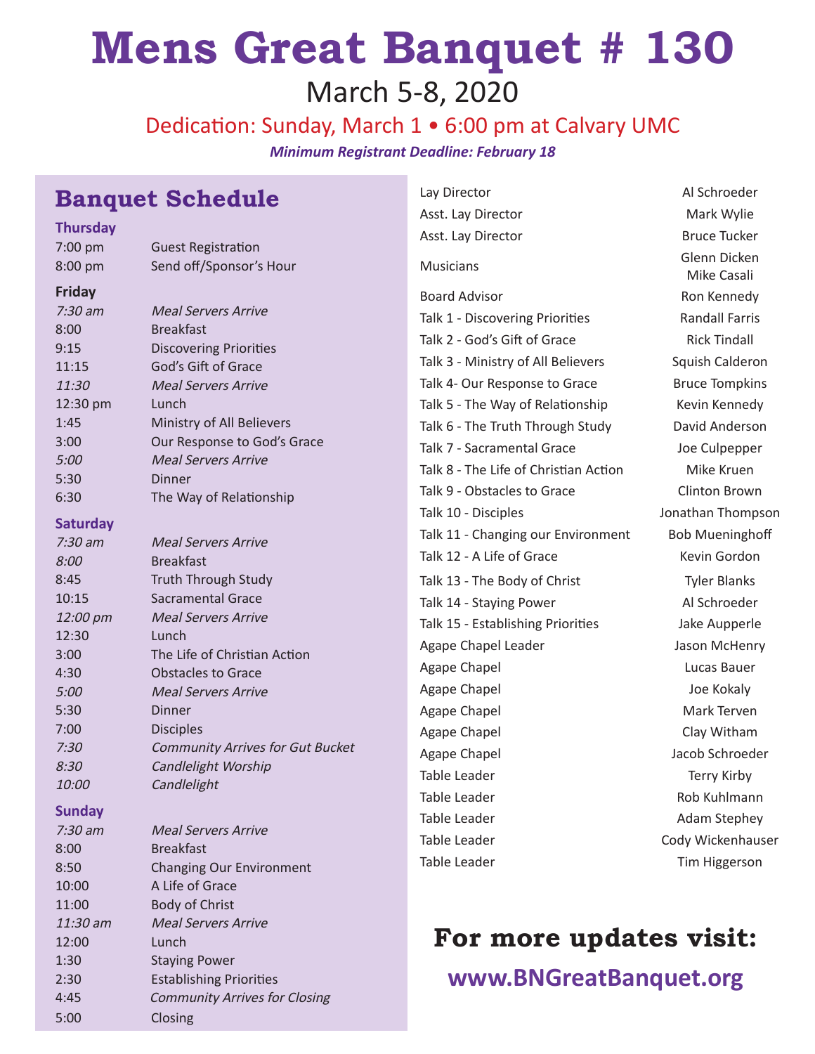# Mens Great Banquet # 130

March 5-8, 2020

Dedication: Sunday, March 1 • 6:00 pm at Calvary UMC

***Minimum Registrant Deadline: February 18***

## Banquet Schedule

### Thursday

| | |
|---|---|
| 7:00 pm | Guest Registration |
| 8:00 pm | Send off/Sponsor's Hour |

### Friday

| | |
|---|---|
| *7:30 am* | *Meal Servers Arrive* |
| 8:00 | Breakfast |
| 9:15 | Discovering Priorities |
| 11:15 | God's Gift of Grace |
| *11:30* | *Meal Servers Arrive* |
| 12:30 pm | Lunch |
| 1:45 | Ministry of All Believers |
| 3:00 | Our Response to God's Grace |
| *5:00* | *Meal Servers Arrive* |
| 5:30 | Dinner |
| 6:30 | The Way of Relationship |

### Saturday

| | |
|---|---|
| *7:30 am* | *Meal Servers Arrive* |
| *8:00* | Breakfast |
| 8:45 | Truth Through Study |
| 10:15 | Sacramental Grace |
| *12:00 pm* | *Meal Servers Arrive* |
| 12:30 | Lunch |
| 3:00 | The Life of Christian Action |
| 4:30 | Obstacles to Grace |
| *5:00* | *Meal Servers Arrive* |
| 5:30 | Dinner |
| 7:00 | Disciples |
| *7:30* | *Community Arrives for Gut Bucket* |
| *8:30* | *Candlelight Worship* |
| *10:00* | *Candlelight* |

### Sunday

| | |
|---|---|
| *7:30 am* | *Meal Servers Arrive* |
| 8:00 | Breakfast |
| 8:50 | Changing Our Environment |
| 10:00 | A Life of Grace |
| 11:00 | Body of Christ |
| *11:30 am* | *Meal Servers Arrive* |
| 12:00 | Lunch |
| 1:30 | Staying Power |
| 2:30 | Establishing Priorities |
| 4:45 | *Community Arrives for Closing* |
| 5:00 | Closing |

| | |
|---|---|
| Lay Director | Al Schroeder |
| Asst. Lay Director | Mark Wylie |
| Asst. Lay Director | Bruce Tucker |
| Musicians | Glenn Dicken<br>Mike Casali |
| Board Advisor | Ron Kennedy |
| Talk 1 - Discovering Priorities | Randall Farris |
| Talk 2 - God's Gift of Grace | Rick Tindall |
| Talk 3 - Ministry of All Believers | Squish Calderon |
| Talk 4- Our Response to Grace | Bruce Tompkins |
| Talk 5 - The Way of Relationship | Kevin Kennedy |
| Talk 6 - The Truth Through Study | David Anderson |
| Talk 7 - Sacramental Grace | Joe Culpepper |
| Talk 8 - The Life of Christian Action | Mike Kruen |
| Talk 9 - Obstacles to Grace | Clinton Brown |
| Talk 10 - Disciples | Jonathan Thompson |
| Talk 11 - Changing our Environment | Bob Mueninghoff |
| Talk 12 - A Life of Grace | Kevin Gordon |
| Talk 13 - The Body of Christ | Tyler Blanks |
| Talk 14 - Staying Power | Al Schroeder |
| Talk 15 - Establishing Priorities | Jake Aupperle |
| Agape Chapel Leader | Jason McHenry |
| Agape Chapel | Lucas Bauer |
| Agape Chapel | Joe Kokaly |
| Agape Chapel | Mark Terven |
| Agape Chapel | Clay Witham |
| Agape Chapel | Jacob Schroeder |
| Table Leader | Terry Kirby |
| Table Leader | Rob Kuhlmann |
| Table Leader | Adam Stephey |
| Table Leader | Cody Wickenhauser |
| Table Leader | Tim Higgerson |

**For more updates visit:**

**www.BNGreatBanquet.org**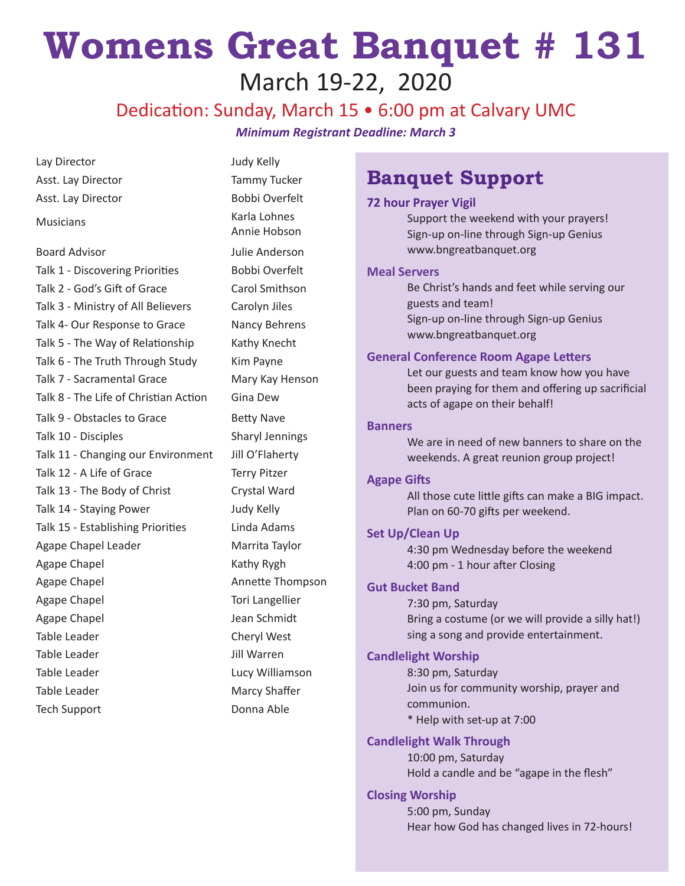# Womens Great Banquet # 131

## March 19-22, 2020

### Dedication: Sunday, March 15 • 6:00 pm at Calvary UMC

***Minimum Registrant Deadline: March 3***

| Role | Name |
|---|---|
| Lay Director | Judy Kelly |
| Asst. Lay Director | Tammy Tucker |
| Asst. Lay Director | Bobbi Overfelt |
| Musicians | Karla Lohnes<br>Annie Hobson |
| Board Advisor | Julie Anderson |
| Talk 1 - Discovering Priorities | Bobbi Overfelt |
| Talk 2 - God's Gift of Grace | Carol Smithson |
| Talk 3 - Ministry of All Believers | Carolyn Jiles |
| Talk 4- Our Response to Grace | Nancy Behrens |
| Talk 5 - The Way of Relationship | Kathy Knecht |
| Talk 6 - The Truth Through Study | Kim Payne |
| Talk 7 - Sacramental Grace | Mary Kay Henson |
| Talk 8 - The Life of Christian Action | Gina Dew |
| Talk 9 - Obstacles to Grace | Betty Nave |
| Talk 10 - Disciples | Sharyl Jennings |
| Talk 11 - Changing our Environment | Jill O'Flaherty |
| Talk 12 - A Life of Grace | Terry Pitzer |
| Talk 13 - The Body of Christ | Crystal Ward |
| Talk 14 - Staying Power | Judy Kelly |
| Talk 15 - Establishing Priorities | Linda Adams |
| Agape Chapel Leader | Marrita Taylor |
| Agape Chapel | Kathy Rygh |
| Agape Chapel | Annette Thompson |
| Agape Chapel | Tori Langellier |
| Agape Chapel | Jean Schmidt |
| Table Leader | Cheryl West |
| Table Leader | Jill Warren |
| Table Leader | Lucy Williamson |
| Table Leader | Marcy Shaffer |
| Tech Support | Donna Able |

## Banquet Support

**72 hour Prayer Vigil**

Support the weekend with your prayers!
Sign-up on-line through Sign-up Genius
www.bngreatbanquet.org

**Meal Servers**

Be Christ's hands and feet while serving our guests and team!
Sign-up on-line through Sign-up Genius
www.bngreatbanquet.org

**General Conference Room Agape Letters**

Let our guests and team know how you have been praying for them and offering up sacrificial acts of agape on their behalf!

**Banners**

We are in need of new banners to share on the weekends. A great reunion group project!

**Agape Gifts**

All those cute little gifts can make a BIG impact.
Plan on 60-70 gifts per weekend.

**Set Up/Clean Up**

4:30 pm Wednesday before the weekend
4:00 pm - 1 hour after Closing

**Gut Bucket Band**

7:30 pm, Saturday
Bring a costume (or we will provide a silly hat!) sing a song and provide entertainment.

**Candlelight Worship**

8:30 pm, Saturday
Join us for community worship, prayer and communion.
* Help with set-up at 7:00

**Candlelight Walk Through**

10:00 pm, Saturday
Hold a candle and be "agape in the flesh"

**Closing Worship**

5:00 pm, Sunday
Hear how God has changed lives in 72-hours!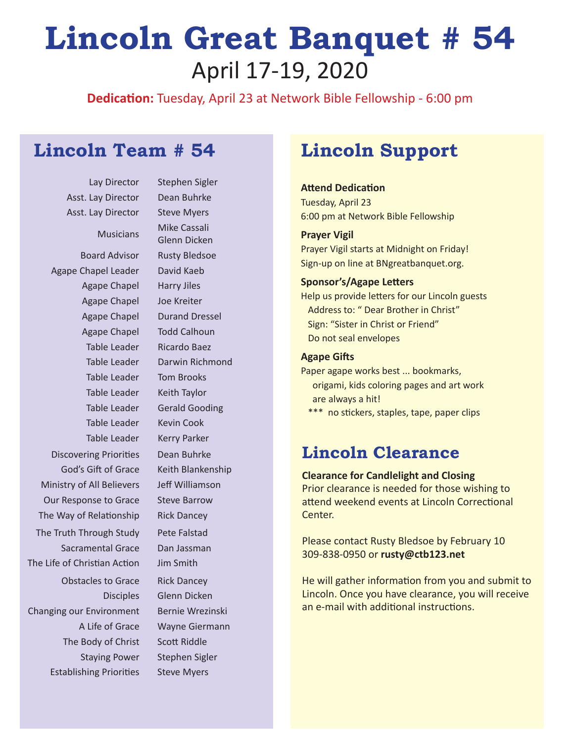# Lincoln Great Banquet # 54

April 17-19, 2020

**Dedication:** Tuesday, April 23 at Network Bible Fellowship - 6:00 pm

## Lincoln Team # 54

| Role | Name |
|---|---|
| Lay Director | Stephen Sigler |
| Asst. Lay Director | Dean Buhrke |
| Asst. Lay Director | Steve Myers |
| Musicians | Mike Cassali<br>Glenn Dicken |
| Board Advisor | Rusty Bledsoe |
| Agape Chapel Leader | David Kaeb |
| Agape Chapel | Harry Jiles |
| Agape Chapel | Joe Kreiter |
| Agape Chapel | Durand Dressel |
| Agape Chapel | Todd Calhoun |
| Table Leader | Ricardo Baez |
| Table Leader | Darwin Richmond |
| Table Leader | Tom Brooks |
| Table Leader | Keith Taylor |
| Table Leader | Gerald Gooding |
| Table Leader | Kevin Cook |
| Table Leader | Kerry Parker |
| Discovering Priorities | Dean Buhrke |
| God's Gift of Grace | Keith Blankenship |
| Ministry of All Believers | Jeff Williamson |
| Our Response to Grace | Steve Barrow |
| The Way of Relationship | Rick Dancey |
| The Truth Through Study | Pete Falstad |
| Sacramental Grace | Dan Jassman |
| The Life of Christian Action | Jim Smith |
| Obstacles to Grace | Rick Dancey |
| Disciples | Glenn Dicken |
| Changing our Environment | Bernie Wrezinski |
| A Life of Grace | Wayne Giermann |
| The Body of Christ | Scott Riddle |
| Staying Power | Stephen Sigler |
| Establishing Priorities | Steve Myers |

## Lincoln Support

**Attend Dedication**
Tuesday, April 23
6:00 pm at Network Bible Fellowship

**Prayer Vigil**
Prayer Vigil starts at Midnight on Friday!
Sign-up on line at BNgreatbanquet.org.

**Sponsor's/Agape Letters**
Help us provide letters for our Lincoln guests
Address to: " Dear Brother in Christ"
Sign: "Sister in Christ or Friend"
Do not seal envelopes

**Agape Gifts**
Paper agape works best ... bookmarks, origami, kids coloring pages and art work are always a hit!
*** no stickers, staples, tape, paper clips

## Lincoln Clearance

**Clearance for Candlelight and Closing**
Prior clearance is needed for those wishing to attend weekend events at Lincoln Correctional Center.

Please contact Rusty Bledsoe by February 10
309-838-0950 or **rusty@ctb123.net**

He will gather information from you and submit to Lincoln. Once you have clearance, you will receive an e-mail with additional instructions.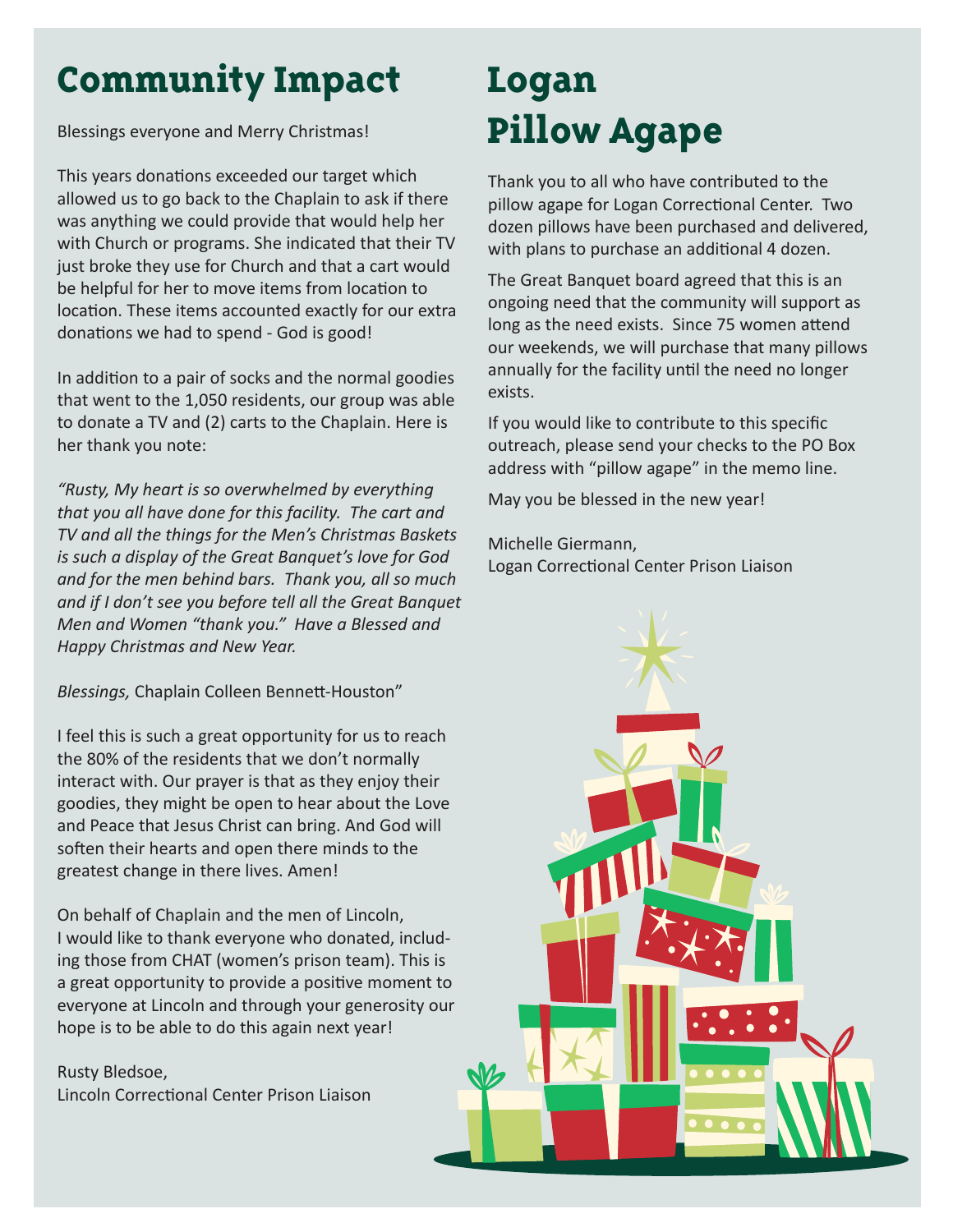# Community Impact

Blessings everyone and Merry Christmas!

This years donations exceeded our target which allowed us to go back to the Chaplain to ask if there was anything we could provide that would help her with Church or programs. She indicated that their TV just broke they use for Church and that a cart would be helpful for her to move items from location to location. These items accounted exactly for our extra donations we had to spend - God is good!

In addition to a pair of socks and the normal goodies that went to the 1,050 residents, our group was able to donate a TV and (2) carts to the Chaplain. Here is her thank you note:

*"Rusty, My heart is so overwhelmed by everything that you all have done for this facility. The cart and TV and all the things for the Men's Christmas Baskets is such a display of the Great Banquet's love for God and for the men behind bars. Thank you, all so much and if I don't see you before tell all the Great Banquet Men and Women "thank you." Have a Blessed and Happy Christmas and New Year.*

*Blessings,* Chaplain Colleen Bennett-Houston"

I feel this is such a great opportunity for us to reach the 80% of the residents that we don't normally interact with. Our prayer is that as they enjoy their goodies, they might be open to hear about the Love and Peace that Jesus Christ can bring. And God will soften their hearts and open there minds to the greatest change in there lives. Amen!

On behalf of Chaplain and the men of Lincoln, I would like to thank everyone who donated, including those from CHAT (women's prison team). This is a great opportunity to provide a positive moment to everyone at Lincoln and through your generosity our hope is to be able to do this again next year!

Rusty Bledsoe,
Lincoln Correctional Center Prison Liaison

# Logan Pillow Agape

Thank you to all who have contributed to the pillow agape for Logan Correctional Center. Two dozen pillows have been purchased and delivered, with plans to purchase an additional 4 dozen.

The Great Banquet board agreed that this is an ongoing need that the community will support as long as the need exists. Since 75 women attend our weekends, we will purchase that many pillows annually for the facility until the need no longer exists.

If you would like to contribute to this specific outreach, please send your checks to the PO Box address with "pillow agape" in the memo line.

May you be blessed in the new year!

Michelle Giermann,
Logan Correctional Center Prison Liaison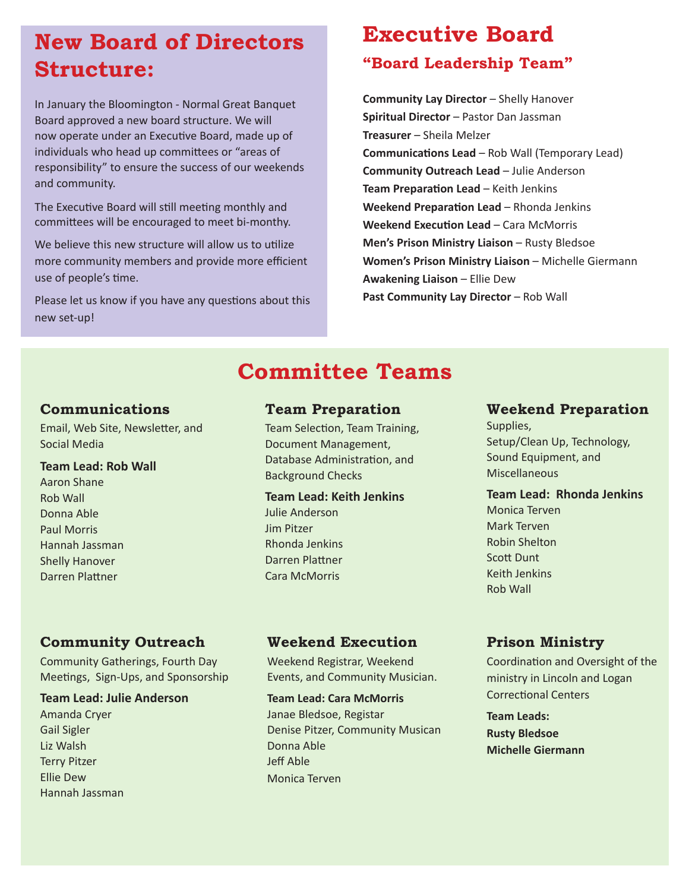# New Board of Directors Structure:

In January the Bloomington - Normal Great Banquet Board approved a new board structure. We will now operate under an Executive Board, made up of individuals who head up committees or "areas of responsibility" to ensure the success of our weekends and community.

The Executive Board will still meeting monthly and committees will be encouraged to meet bi-monthy.

We believe this new structure will allow us to utilize more community members and provide more efficient use of people's time.

Please let us know if you have any questions about this new set-up!

# Executive Board

## "Board Leadership Team"

**Community Lay Director** – Shelly Hanover
**Spiritual Director** – Pastor Dan Jassman
**Treasurer** – Sheila Melzer
**Communications Lead** – Rob Wall (Temporary Lead)
**Community Outreach Lead** – Julie Anderson
**Team Preparation Lead** – Keith Jenkins
**Weekend Preparation Lead** – Rhonda Jenkins
**Weekend Execution Lead** – Cara McMorris
**Men's Prison Ministry Liaison** – Rusty Bledsoe
**Women's Prison Ministry Liaison** – Michelle Giermann
**Awakening Liaison** – Ellie Dew
**Past Community Lay Director** – Rob Wall

# Committee Teams

### Communications

Email, Web Site, Newsletter, and Social Media

**Team Lead: Rob Wall**
Aaron Shane
Rob Wall
Donna Able
Paul Morris
Hannah Jassman
Shelly Hanover
Darren Plattner

### Team Preparation

Team Selection, Team Training, Document Management, Database Administration, and Background Checks

**Team Lead: Keith Jenkins**
Julie Anderson
Jim Pitzer
Rhonda Jenkins
Darren Plattner
Cara McMorris

### Weekend Preparation

Supplies, Setup/Clean Up, Technology, Sound Equipment, and Miscellaneous

**Team Lead: Rhonda Jenkins**
Monica Terven
Mark Terven
Robin Shelton
Scott Dunt
Keith Jenkins
Rob Wall

### Community Outreach

Community Gatherings, Fourth Day Meetings, Sign-Ups, and Sponsorship

**Team Lead: Julie Anderson**
Amanda Cryer
Gail Sigler
Liz Walsh
Terry Pitzer
Ellie Dew
Hannah Jassman

### Weekend Execution

Weekend Registrar, Weekend Events, and Community Musician.

**Team Lead: Cara McMorris**
Janae Bledsoe, Registar
Denise Pitzer, Community Musican
Donna Able
Jeff Able
Monica Terven

### Prison Ministry

Coordination and Oversight of the ministry in Lincoln and Logan Correctional Centers

**Team Leads:**
**Rusty Bledsoe**
**Michelle Giermann**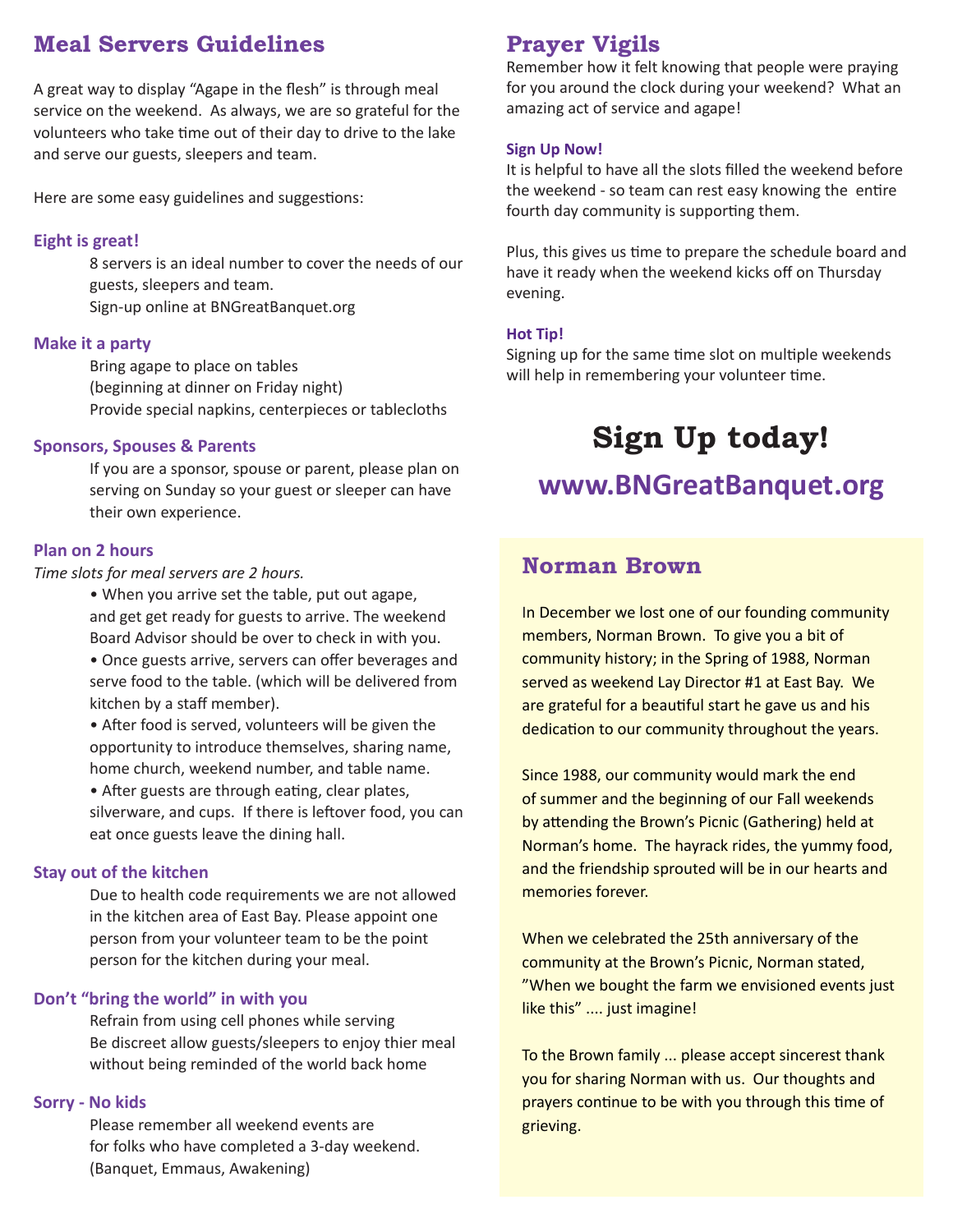# Meal Servers Guidelines

A great way to display "Agape in the flesh" is through meal service on the weekend. As always, we are so grateful for the volunteers who take time out of their day to drive to the lake and serve our guests, sleepers and team.

Here are some easy guidelines and suggestions:

### Eight is great!

8 servers is an ideal number to cover the needs of our guests, sleepers and team.
Sign-up online at BNGreatBanquet.org

### Make it a party

Bring agape to place on tables
(beginning at dinner on Friday night)
Provide special napkins, centerpieces or tablecloths

### Sponsors, Spouses & Parents

If you are a sponsor, spouse or parent, please plan on serving on Sunday so your guest or sleeper can have their own experience.

### Plan on 2 hours

*Time slots for meal servers are 2 hours.*

- When you arrive set the table, put out agape, and get get ready for guests to arrive. The weekend Board Advisor should be over to check in with you.
- Once guests arrive, servers can offer beverages and serve food to the table. (which will be delivered from kitchen by a staff member).
- After food is served, volunteers will be given the opportunity to introduce themselves, sharing name, home church, weekend number, and table name.
- After guests are through eating, clear plates, silverware, and cups. If there is leftover food, you can eat once guests leave the dining hall.

### Stay out of the kitchen

Due to health code requirements we are not allowed in the kitchen area of East Bay. Please appoint one person from your volunteer team to be the point person for the kitchen during your meal.

### Don't "bring the world" in with you

Refrain from using cell phones while serving
Be discreet allow guests/sleepers to enjoy thier meal without being reminded of the world back home

### Sorry - No kids

Please remember all weekend events are for folks who have completed a 3-day weekend. (Banquet, Emmaus, Awakening)

# Prayer Vigils

Remember how it felt knowing that people were praying for you around the clock during your weekend? What an amazing act of service and agape!

### Sign Up Now!

It is helpful to have all the slots filled the weekend before the weekend - so team can rest easy knowing the entire fourth day community is supporting them.

Plus, this gives us time to prepare the schedule board and have it ready when the weekend kicks off on Thursday evening.

### Hot Tip!

Signing up for the same time slot on multiple weekends will help in remembering your volunteer time.

## Sign Up today!

## www.BNGreatBanquet.org

# Norman Brown

In December we lost one of our founding community members, Norman Brown. To give you a bit of community history; in the Spring of 1988, Norman served as weekend Lay Director #1 at East Bay. We are grateful for a beautiful start he gave us and his dedication to our community throughout the years.

Since 1988, our community would mark the end of summer and the beginning of our Fall weekends by attending the Brown's Picnic (Gathering) held at Norman's home. The hayrack rides, the yummy food, and the friendship sprouted will be in our hearts and memories forever.

When we celebrated the 25th anniversary of the community at the Brown's Picnic, Norman stated, "When we bought the farm we envisioned events just like this" .... just imagine!

To the Brown family ... please accept sincerest thank you for sharing Norman with us. Our thoughts and prayers continue to be with you through this time of grieving.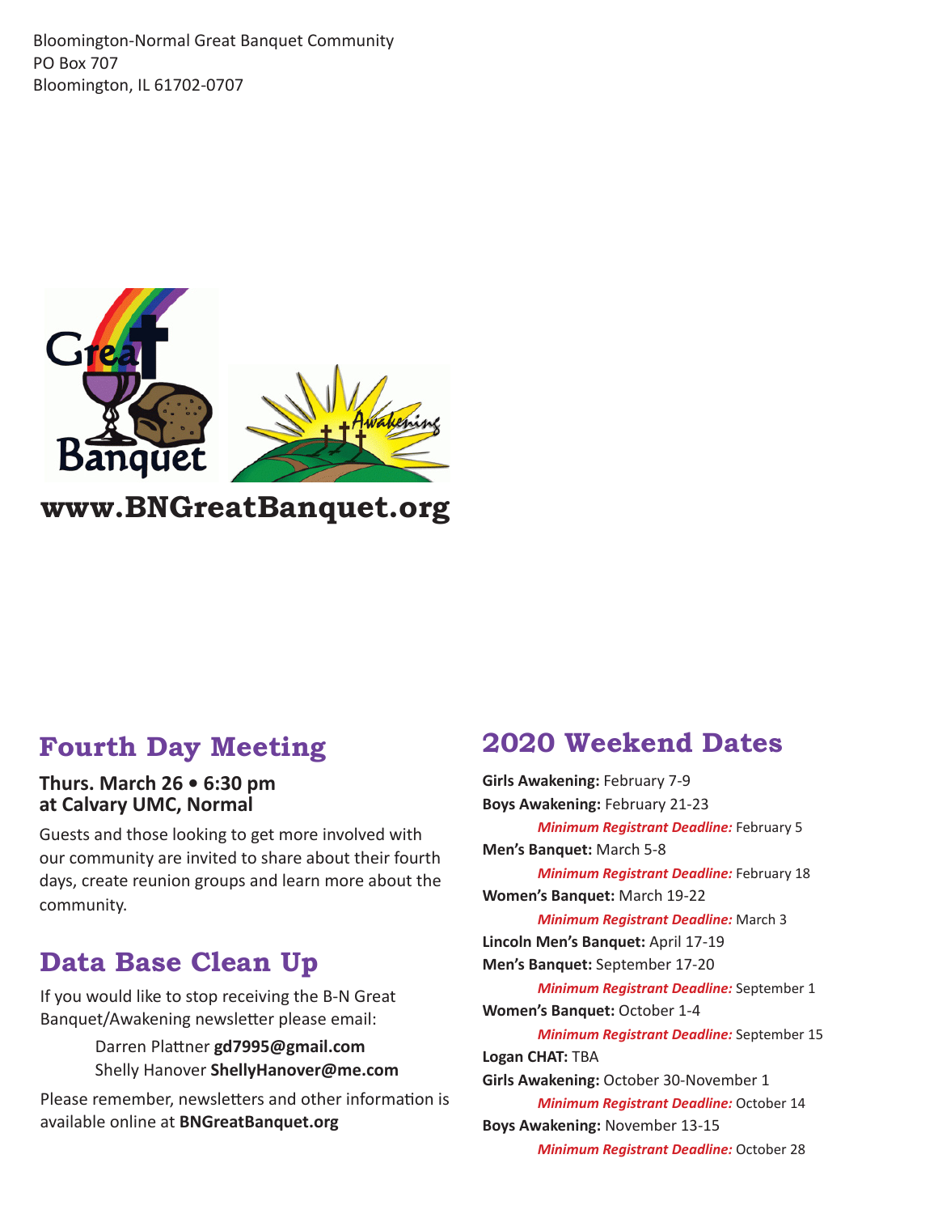Bloomington-Normal Great Banquet Community
PO Box 707
Bloomington, IL 61702-0707

**www.BNGreatBanquet.org**

## Fourth Day Meeting

**Thurs. March 26 • 6:30 pm**
**at Calvary UMC, Normal**

Guests and those looking to get more involved with our community are invited to share about their fourth days, create reunion groups and learn more about the community.

## Data Base Clean Up

If you would like to stop receiving the B-N Great Banquet/Awakening newsletter please email:

Darren Plattner **gd7995@gmail.com**
Shelly Hanover **ShellyHanover@me.com**

Please remember, newsletters and other information is available online at **BNGreatBanquet.org**

## 2020 Weekend Dates

**Girls Awakening:** February 7-9
**Boys Awakening:** February 21-23
***Minimum Registrant Deadline:*** February 5
**Men's Banquet:** March 5-8
***Minimum Registrant Deadline:*** February 18
**Women's Banquet:** March 19-22
***Minimum Registrant Deadline:*** March 3
**Lincoln Men's Banquet:** April 17-19
**Men's Banquet:** September 17-20
***Minimum Registrant Deadline:*** September 1
**Women's Banquet:** October 1-4
***Minimum Registrant Deadline:*** September 15
**Logan CHAT:** TBA
**Girls Awakening:** October 30-November 1
***Minimum Registrant Deadline:*** October 14
**Boys Awakening:** November 13-15
***Minimum Registrant Deadline:*** October 28